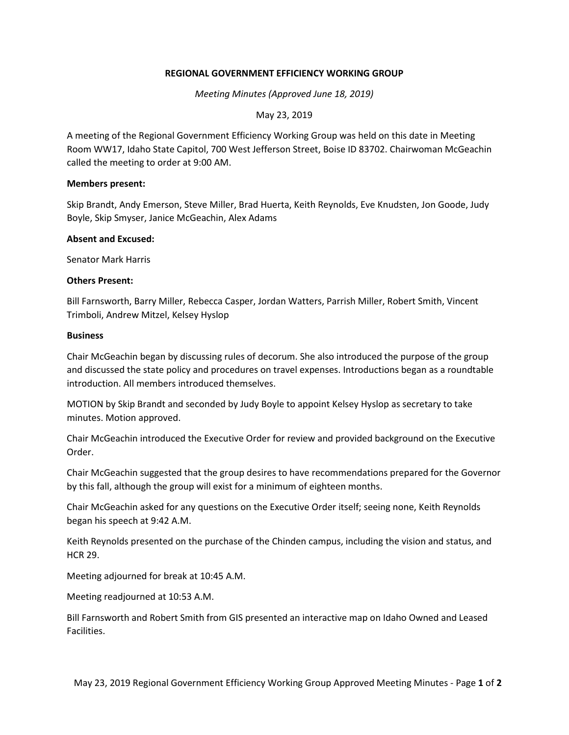# REGIONAL GOVERNMENT EFFICIENCY WORKING GROUP

*Meeting Minutes (Approved June 18, 2019)*

May 23, 2019

A meeting of the Regional Government Efficiency Working Group was held on this date in Meeting Room WW17, Idaho State Capitol, 700 West Jefferson Street, Boise ID 83702. Chairwoman McGeachin called the meeting to order at 9:00 AM.

**Members present:**

Skip Brandt, Andy Emerson, Steve Miller, Brad Huerta, Keith Reynolds, Eve Knudsten, Jon Goode, Judy Boyle, Skip Smyser, Janice McGeachin, Alex Adams

**Absent and Excused:**

Senator Mark Harris

**Others Present:**

Bill Farnsworth, Barry Miller, Rebecca Casper, Jordan Watters, Parrish Miller, Robert Smith, Vincent Trimboli, Andrew Mitzel, Kelsey Hyslop

**Business**

Chair McGeachin began by discussing rules of decorum. She also introduced the purpose of the group and discussed the state policy and procedures on travel expenses. Introductions began as a roundtable introduction. All members introduced themselves.

MOTION by Skip Brandt and seconded by Judy Boyle to appoint Kelsey Hyslop as secretary to take minutes. Motion approved.

Chair McGeachin introduced the Executive Order for review and provided background on the Executive Order.

Chair McGeachin suggested that the group desires to have recommendations prepared for the Governor by this fall, although the group will exist for a minimum of eighteen months.

Chair McGeachin asked for any questions on the Executive Order itself; seeing none, Keith Reynolds began his speech at 9:42 A.M.

Keith Reynolds presented on the purchase of the Chinden campus, including the vision and status, and HCR 29.

Meeting adjourned for break at 10:45 A.M.

Meeting readjourned at 10:53 A.M.

Bill Farnsworth and Robert Smith from GIS presented an interactive map on Idaho Owned and Leased Facilities.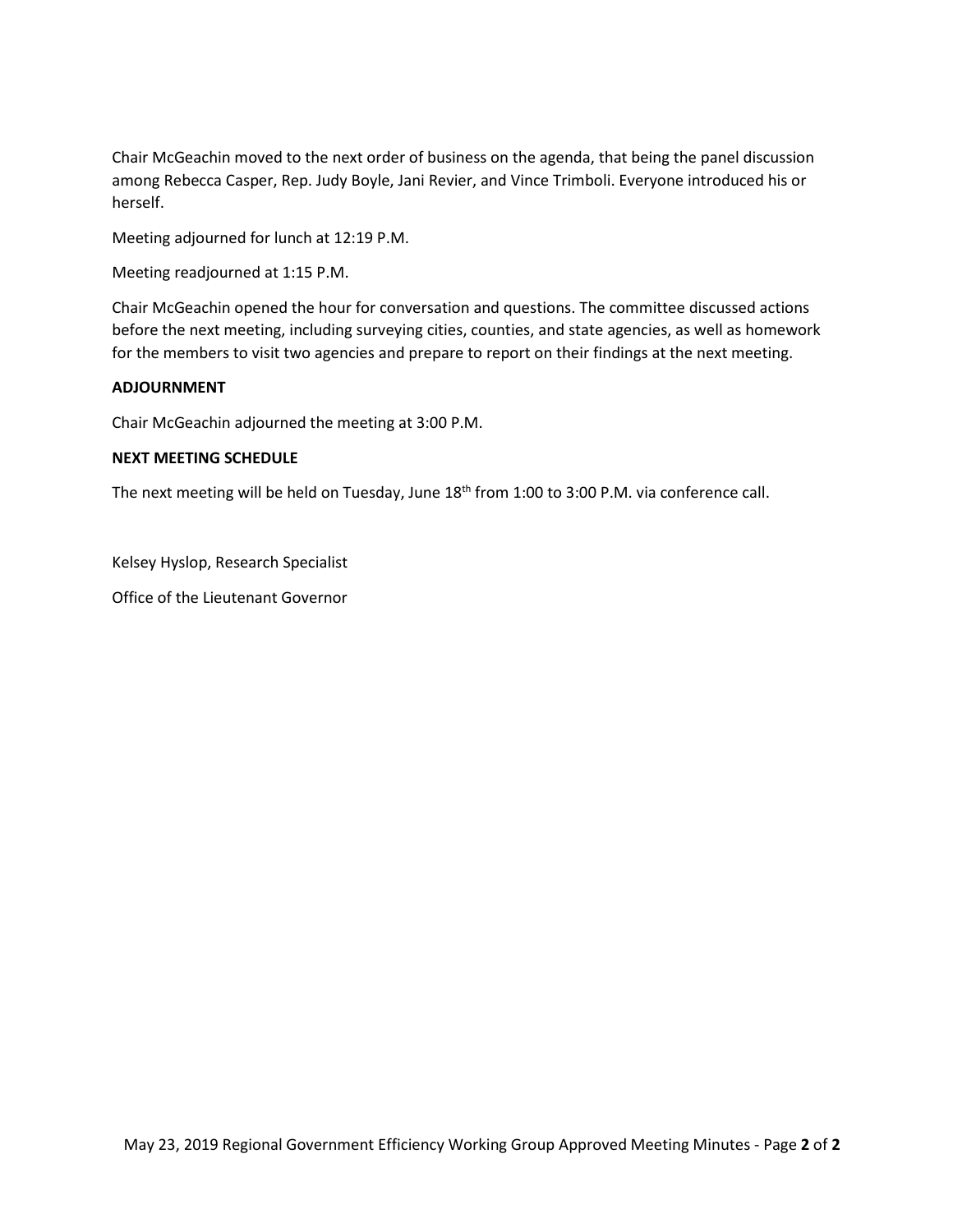Chair McGeachin moved to the next order of business on the agenda, that being the panel discussion among Rebecca Casper, Rep. Judy Boyle, Jani Revier, and Vince Trimboli. Everyone introduced his or herself.

Meeting adjourned for lunch at 12:19 P.M.

Meeting readjourned at 1:15 P.M.

Chair McGeachin opened the hour for conversation and questions. The committee discussed actions before the next meeting, including surveying cities, counties, and state agencies, as well as homework for the members to visit two agencies and prepare to report on their findings at the next meeting.

**ADJOURNMENT**

Chair McGeachin adjourned the meeting at 3:00 P.M.

**NEXT MEETING SCHEDULE**

The next meeting will be held on Tuesday, June 18th from 1:00 to 3:00 P.M. via conference call.

Kelsey Hyslop, Research Specialist

Office of the Lieutenant Governor